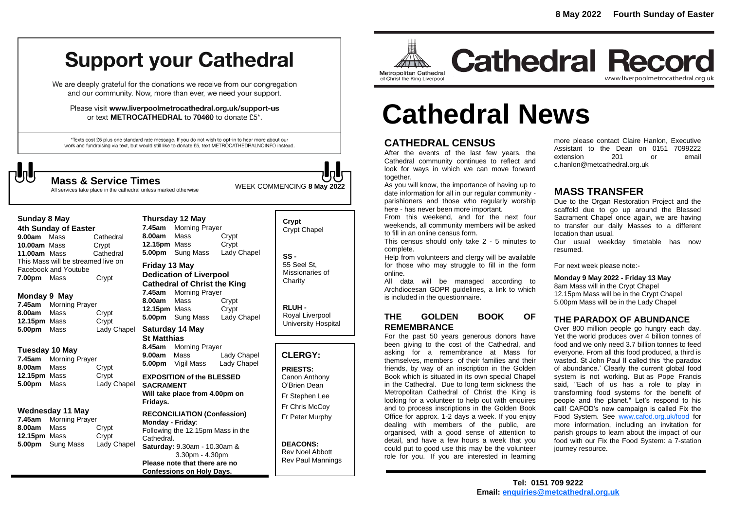8 May 2022 Fourth Sunday of Easter

# Support your Cathedral

We are deeply grateful for the donations we receive from our congregation and our community. Now, more than ever, we need your support.

Please visit **www.liverpoolmetrocathedral.org.uk/support-us** or text **METROCATHEDRAL** to **70460** to donate £5*.

*Texts cost £5 plus one standard rate message. If you do not wish to opt-in to hear more about our work and fundraising via text, but would still like to donate £5, text METROCATHEDRALNOINFO instead.

## Mass & Service Times

All services take place in the cathedral unless marked otherwise

WEEK COMMENCING **8 May 2022**

### Sunday 8 May
**4th Sunday of Easter**

| | | |
|---|---|---|
| **9.00am** | Mass | Cathedral |
| **10.00am** | Mass | Crypt |
| **11.00am** | Mass | Cathedral |

This Mass will be streamed live on Facebook and Youtube

| | | |
|---|---|---|
| **7.00pm** | Mass | Crypt |

### Monday 9 May

| | | |
|---|---|---|
| **7.45am** | Morning Prayer | |
| **8.00am** | Mass | Crypt |
| **12.15pm** | Mass | Crypt |
| **5.00pm** | Mass | Lady Chapel |

### Tuesday 10 May

| | | |
|---|---|---|
| **7.45am** | Morning Prayer | |
| **8.00am** | Mass | Crypt |
| **12.15pm** | Mass | Crypt |
| **5.00pm** | Mass | Lady Chapel |

### Wednesday 11 May

| | | |
|---|---|---|
| **7.45am** | Morning Prayer | |
| **8.00am** | Mass | Crypt |
| **12.15pm** | Mass | Crypt |
| **5.00pm** | Sung Mass | Lady Chapel |

### Thursday 12 May

| | | |
|---|---|---|
| **7.45am** | Morning Prayer | |
| **8.00am** | Mass | Crypt |
| **12.15pm** | Mass | Crypt |
| **5.00pm** | Sung Mass | Lady Chapel |

### Friday 13 May
**Dedication of Liverpool Cathedral of Christ the King**

| | | |
|---|---|---|
| **7.45am** | Morning Prayer | |
| **8.00am** | Mass | Crypt |
| **12.15pm** | Mass | Crypt |
| **5.00pm** | Sung Mass | Lady Chapel |

### Saturday 14 May
**St Matthias**

| | | |
|---|---|---|
| **8.45am** | Morning Prayer | |
| **9.00am** | Mass | Lady Chapel |
| **5.00pm** | Vigil Mass | Lady Chapel |

**EXPOSITION of the BLESSED SACRAMENT**
**Will take place from 4.00pm on Fridays.**

**RECONCILIATION (Confession)**
**Monday - Friday**: Following the 12.15pm Mass in the Cathedral.
**Saturday:** 9.30am - 10.30am & 3.30pm - 4.30pm
**Please note that there are no Confessions on Holy Days.**

**Crypt** Crypt Chapel

**SS -** 55 Seel St, Missionaries of Charity

**RLUH -** Royal Liverpool University Hospital

## CLERGY:

**PRIESTS:**
Canon Anthony O'Brien Dean
Fr Stephen Lee
Fr Chris McCoy
Fr Peter Murphy

**DEACONS:**
Rev Noel Abbott
Rev Paul Mannings

Metropolitan Cathedral of Christ the King Liverpool

# Cathedral Record

www.liverpoolmetrocathedral.org.uk

# Cathedral News

## CATHEDRAL CENSUS

After the events of the last few years, the Cathedral community continues to reflect and look for ways in which we can move forward together.

As you will know, the importance of having up to date information for all in our regular community - parishioners and those who regularly worship here - has never been more important.

From this weekend, and for the next four weekends, all community members will be asked to fill in an online census form.

This census should only take 2 - 5 minutes to complete.

Help from volunteers and clergy will be available for those who may struggle to fill in the form online.

All data will be managed according to Archdiocesan GDPR guidelines, a link to which is included in the questionnaire.

## THE GOLDEN BOOK OF REMEMBRANCE

For the past 50 years generous donors have been giving to the cost of the Cathedral, and asking for a remembrance at Mass for themselves, members of their families and their friends, by way of an inscription in the Golden Book which is situated in its own special Chapel in the Cathedral. Due to long term sickness the Metropolitan Cathedral of Christ the King is looking for a volunteer to help out with enquires and to process inscriptions in the Golden Book Office for approx. 1-2 days a week. If you enjoy dealing with members of the public, are organised, with a good sense of attention to detail, and have a few hours a week that you could put to good use this may be the volunteer role for you. If you are interested in learning more please contact Claire Hanlon, Executive Assistant to the Dean on 0151 7099222 extension 201 or email c.hanlon@metcathedral.org.uk

## MASS TRANSFER

Due to the Organ Restoration Project and the scaffold due to go up around the Blessed Sacrament Chapel once again, we are having to transfer our daily Masses to a different location than usual.

Our usual weekday timetable has now resumed.

For next week please note:-

**Monday 9 May 2022 - Friday 13 May**
8am Mass will in the Crypt Chapel
12.15pm Mass will be in the Crypt Chapel
5.00pm Mass will be in the Lady Chapel

## THE PARADOX OF ABUNDANCE

Over 800 million people go hungry each day. Yet the world produces over 4 billion tonnes of food and we only need 3.7 billion tonnes to feed everyone. From all this food produced, a third is wasted. St John Paul II called this 'the paradox of abundance.' Clearly the current global food system is not working. But as Pope Francis said, "Each of us has a role to play in transforming food systems for the benefit of people and the planet." Let's respond to his call! CAFOD's new campaign is called Fix the Food System. See www.cafod.org.uk/food for more information, including an invitation for parish groups to learn about the impact of our food with our Fix the Food System: a 7-station journey resource.

**Tel: 0151 709 9222**
**Email: enquiries@metcathedral.org.uk**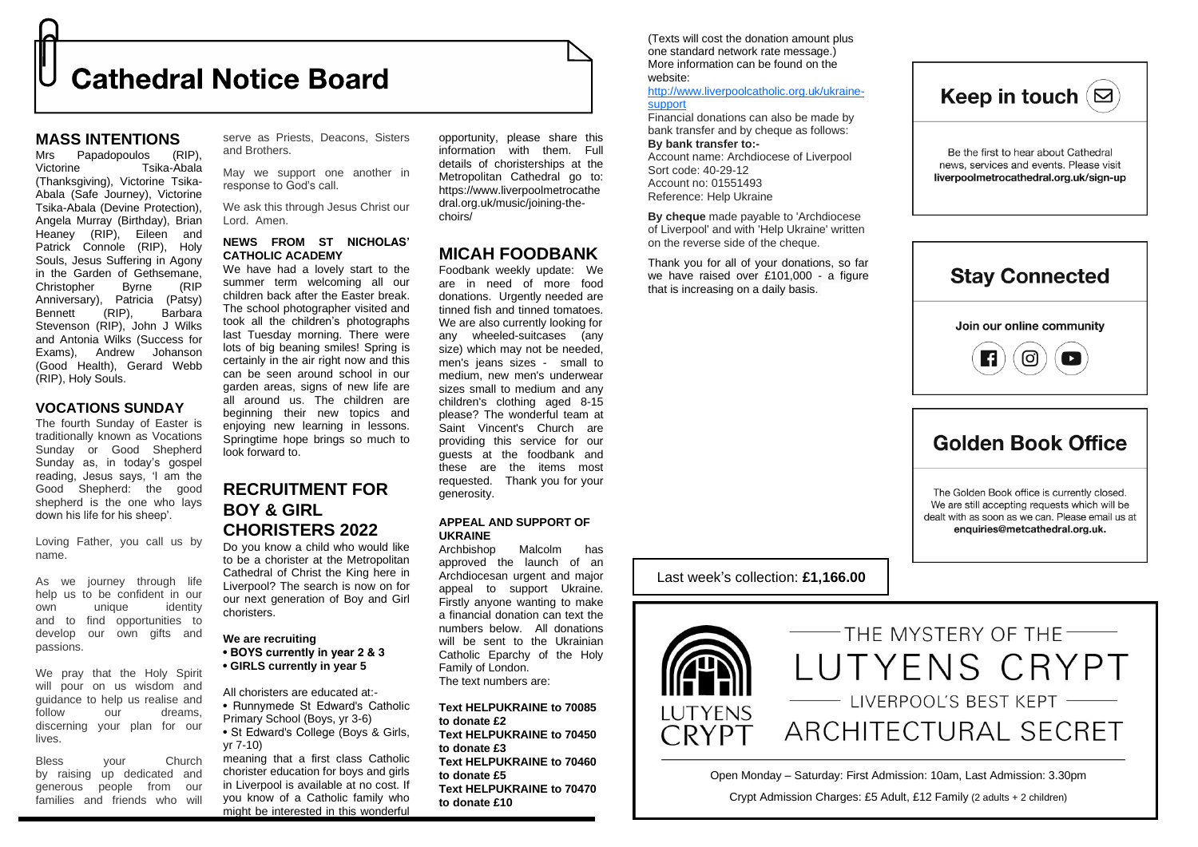# Cathedral Notice Board

## MASS INTENTIONS

Mrs Papadopoulos (RIP), Victorine Tsika-Abala (Thanksgiving), Victorine Tsika-Abala (Safe Journey), Victorine Tsika-Abala (Devine Protection), Angela Murray (Birthday), Brian Heaney (RIP), Eileen and Patrick Connole (RIP), Holy Souls, Jesus Suffering in Agony in the Garden of Gethsemane, Christopher Byrne (RIP Anniversary), Patricia (Patsy) Bennett (RIP), Barbara Stevenson (RIP), John J Wilks and Antonia Wilks (Success for Exams), Andrew Johanson (Good Health), Gerard Webb (RIP), Holy Souls.

## VOCATIONS SUNDAY

The fourth Sunday of Easter is traditionally known as Vocations Sunday or Good Shepherd Sunday as, in today's gospel reading, Jesus says, 'I am the Good Shepherd: the good shepherd is the one who lays down his life for his sheep'.

Loving Father, you call us by name.

As we journey through life help us to be confident in our own unique identity and to find opportunities to develop our own gifts and passions.

We pray that the Holy Spirit will pour on us wisdom and guidance to help us realise and follow our dreams, discerning your plan for our lives.

Bless your Church by raising up dedicated and generous people from our families and friends who will serve as Priests, Deacons, Sisters and Brothers.

May we support one another in response to God's call.

We ask this through Jesus Christ our Lord. Amen.

**NEWS FROM ST NICHOLAS' CATHOLIC ACADEMY**

We have had a lovely start to the summer term welcoming all our children back after the Easter break. The school photographer visited and took all the children's photographs last Tuesday morning. There were lots of big beaning smiles! Spring is certainly in the air right now and this can be seen around school in our garden areas, signs of new life are all around us. The children are beginning their new topics and enjoying new learning in lessons. Springtime hope brings so much to look forward to.

## RECRUITMENT FOR BOY & GIRL CHORISTERS 2022

Do you know a child who would like to be a chorister at the Metropolitan Cathedral of Christ the King here in Liverpool? The search is now on for our next generation of Boy and Girl choristers.

**We are recruiting**
- **BOYS currently in year 2 & 3**
- **GIRLS currently in year 5**

All choristers are educated at:-
- Runnymede St Edward's Catholic Primary School (Boys, yr 3-6)
- St Edward's College (Boys & Girls, yr 7-10)

meaning that a first class Catholic chorister education for boys and girls in Liverpool is available at no cost. If you know of a Catholic family who might be interested in this wonderful opportunity, please share this information with them. Full details of choristerships at the Metropolitan Cathedral go to: https://www.liverpoolmetrocathedral.org.uk/music/joining-the-choirs/

## MICAH FOODBANK

Foodbank weekly update: We are in need of more food donations. Urgently needed are tinned fish and tinned tomatoes. We are also currently looking for any wheeled-suitcases (any size) which may not be needed, men's jeans sizes - small to medium, new men's underwear sizes small to medium and any children's clothing aged 8-15 please? The wonderful team at Saint Vincent's Church are providing this service for our guests at the foodbank and these are the items most requested. Thank you for your generosity.

**APPEAL AND SUPPORT OF UKRAINE**

Archbishop Malcolm has approved the launch of an Archdiocesan urgent and major appeal to support Ukraine. Firstly anyone wanting to make a financial donation can text the numbers below. All donations will be sent to the Ukrainian Catholic Eparchy of the Holy Family of London.
The text numbers are:

**Text HELPUKRAINE to 70085 to donate £2**
**Text HELPUKRAINE to 70450 to donate £3**
**Text HELPUKRAINE to 70460 to donate £5**
**Text HELPUKRAINE to 70470 to donate £10**

(Texts will cost the donation amount plus one standard network rate message.) More information can be found on the website:
http://www.liverpoolcatholic.org.uk/ukraine-support

Financial donations can also be made by bank transfer and by cheque as follows:
**By bank transfer to:-**
Account name: Archdiocese of Liverpool
Sort code: 40-29-12
Account no: 01551493
Reference: Help Ukraine

**By cheque** made payable to 'Archdiocese of Liverpool' and with 'Help Ukraine' written on the reverse side of the cheque.

Thank you for all of your donations, so far we have raised over £101,000 - a figure that is increasing on a daily basis.

## Keep in touch

Be the first to hear about Cathedral news, services and events. Please visit **liverpoolmetrocathedral.org.uk/sign-up**

## Stay Connected

**Join our online community**

## Golden Book Office

The Golden Book office is currently closed. We are still accepting requests which will be dealt with as soon as we can. Please email us at **enquiries@metcathedral.org.uk.**

Last week's collection: **£1,166.00**

THE MYSTERY OF THE LUTYENS CRYPT

LIVERPOOL'S BEST KEPT ARCHITECTURAL SECRET

LUTYENS CRYPT

Open Monday – Saturday: First Admission: 10am, Last Admission: 3.30pm

Crypt Admission Charges: £5 Adult, £12 Family (2 adults + 2 children)